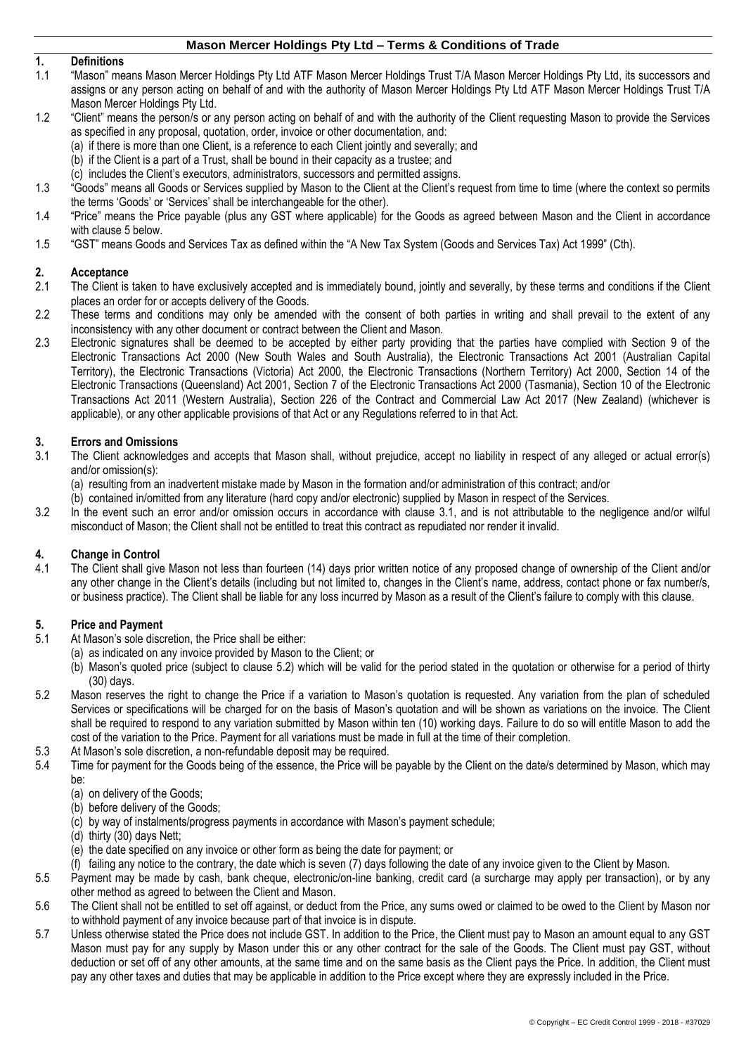# Mason Mercer Holdings Pty Ltd – Terms & Conditions of Trade

## 1. Definitions

1.1 "Mason" means Mason Mercer Holdings Pty Ltd ATF Mason Mercer Holdings Trust T/A Mason Mercer Holdings Pty Ltd, its successors and assigns or any person acting on behalf of and with the authority of Mason Mercer Holdings Pty Ltd ATF Mason Mercer Holdings Trust T/A Mason Mercer Holdings Pty Ltd.

1.2 "Client" means the person/s or any person acting on behalf of and with the authority of the Client requesting Mason to provide the Services as specified in any proposal, quotation, order, invoice or other documentation, and:
(a) if there is more than one Client, is a reference to each Client jointly and severally; and
(b) if the Client is a part of a Trust, shall be bound in their capacity as a trustee; and
(c) includes the Client's executors, administrators, successors and permitted assigns.

1.3 "Goods" means all Goods or Services supplied by Mason to the Client at the Client's request from time to time (where the context so permits the terms 'Goods' or 'Services' shall be interchangeable for the other).

1.4 "Price" means the Price payable (plus any GST where applicable) for the Goods as agreed between Mason and the Client in accordance with clause 5 below.

1.5 "GST" means Goods and Services Tax as defined within the "A New Tax System (Goods and Services Tax) Act 1999" (Cth).

## 2. Acceptance

2.1 The Client is taken to have exclusively accepted and is immediately bound, jointly and severally, by these terms and conditions if the Client places an order for or accepts delivery of the Goods.

2.2 These terms and conditions may only be amended with the consent of both parties in writing and shall prevail to the extent of any inconsistency with any other document or contract between the Client and Mason.

2.3 Electronic signatures shall be deemed to be accepted by either party providing that the parties have complied with Section 9 of the Electronic Transactions Act 2000 (New South Wales and South Australia), the Electronic Transactions Act 2001 (Australian Capital Territory), the Electronic Transactions (Victoria) Act 2000, the Electronic Transactions (Northern Territory) Act 2000, Section 14 of the Electronic Transactions (Queensland) Act 2001, Section 7 of the Electronic Transactions Act 2000 (Tasmania), Section 10 of the Electronic Transactions Act 2011 (Western Australia), Section 226 of the Contract and Commercial Law Act 2017 (New Zealand) (whichever is applicable), or any other applicable provisions of that Act or any Regulations referred to in that Act.

## 3. Errors and Omissions

3.1 The Client acknowledges and accepts that Mason shall, without prejudice, accept no liability in respect of any alleged or actual error(s) and/or omission(s):
(a) resulting from an inadvertent mistake made by Mason in the formation and/or administration of this contract; and/or
(b) contained in/omitted from any literature (hard copy and/or electronic) supplied by Mason in respect of the Services.

3.2 In the event such an error and/or omission occurs in accordance with clause 3.1, and is not attributable to the negligence and/or wilful misconduct of Mason; the Client shall not be entitled to treat this contract as repudiated nor render it invalid.

## 4. Change in Control

4.1 The Client shall give Mason not less than fourteen (14) days prior written notice of any proposed change of ownership of the Client and/or any other change in the Client's details (including but not limited to, changes in the Client's name, address, contact phone or fax number/s, or business practice). The Client shall be liable for any loss incurred by Mason as a result of the Client's failure to comply with this clause.

## 5. Price and Payment

5.1 At Mason's sole discretion, the Price shall be either:
(a) as indicated on any invoice provided by Mason to the Client; or
(b) Mason's quoted price (subject to clause 5.2) which will be valid for the period stated in the quotation or otherwise for a period of thirty (30) days.

5.2 Mason reserves the right to change the Price if a variation to Mason's quotation is requested. Any variation from the plan of scheduled Services or specifications will be charged for on the basis of Mason's quotation and will be shown as variations on the invoice. The Client shall be required to respond to any variation submitted by Mason within ten (10) working days. Failure to do so will entitle Mason to add the cost of the variation to the Price. Payment for all variations must be made in full at the time of their completion.

5.3 At Mason's sole discretion, a non-refundable deposit may be required.

5.4 Time for payment for the Goods being of the essence, the Price will be payable by the Client on the date/s determined by Mason, which may be:
(a) on delivery of the Goods;
(b) before delivery of the Goods;
(c) by way of instalments/progress payments in accordance with Mason's payment schedule;
(d) thirty (30) days Nett;
(e) the date specified on any invoice or other form as being the date for payment; or
(f) failing any notice to the contrary, the date which is seven (7) days following the date of any invoice given to the Client by Mason.

5.5 Payment may be made by cash, bank cheque, electronic/on-line banking, credit card (a surcharge may apply per transaction), or by any other method as agreed to between the Client and Mason.

5.6 The Client shall not be entitled to set off against, or deduct from the Price, any sums owed or claimed to be owed to the Client by Mason nor to withhold payment of any invoice because part of that invoice is in dispute.

5.7 Unless otherwise stated the Price does not include GST. In addition to the Price, the Client must pay to Mason an amount equal to any GST Mason must pay for any supply by Mason under this or any other contract for the sale of the Goods. The Client must pay GST, without deduction or set off of any other amounts, at the same time and on the same basis as the Client pays the Price. In addition, the Client must pay any other taxes and duties that may be applicable in addition to the Price except where they are expressly included in the Price.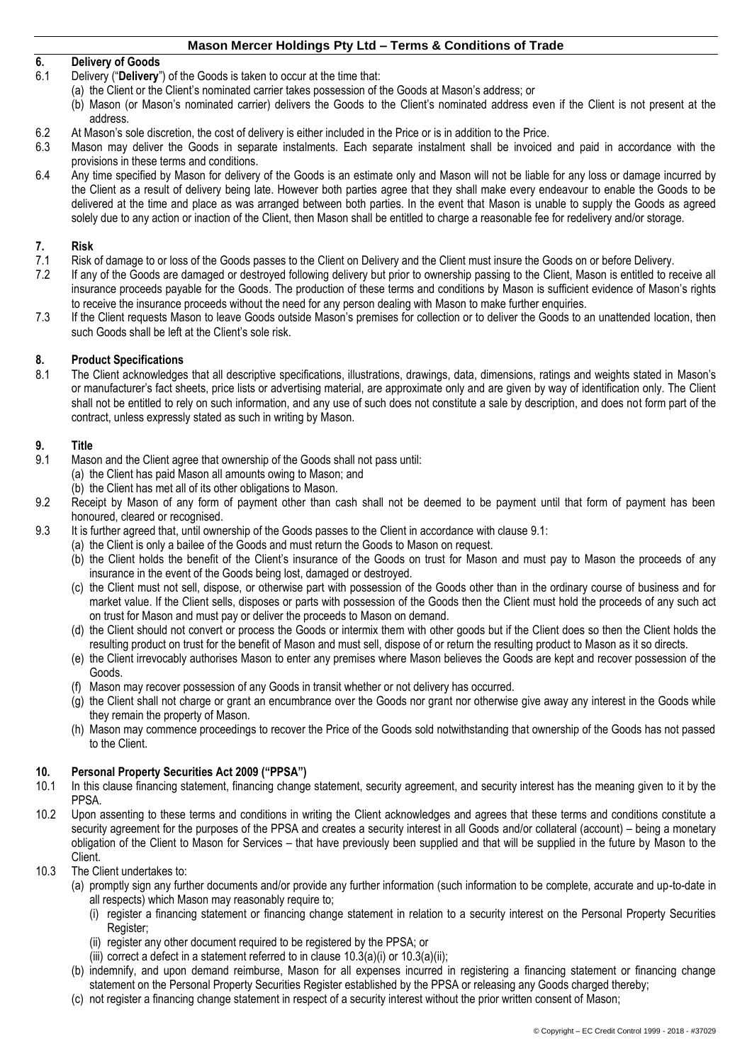## 6. Delivery of Goods

6.1 Delivery ("**Delivery**") of the Goods is taken to occur at the time that:

(a) the Client or the Client's nominated carrier takes possession of the Goods at Mason's address; or

(b) Mason (or Mason's nominated carrier) delivers the Goods to the Client's nominated address even if the Client is not present at the address.

6.2 At Mason's sole discretion, the cost of delivery is either included in the Price or is in addition to the Price.

6.3 Mason may deliver the Goods in separate instalments. Each separate instalment shall be invoiced and paid in accordance with the provisions in these terms and conditions.

6.4 Any time specified by Mason for delivery of the Goods is an estimate only and Mason will not be liable for any loss or damage incurred by the Client as a result of delivery being late. However both parties agree that they shall make every endeavour to enable the Goods to be delivered at the time and place as was arranged between both parties. In the event that Mason is unable to supply the Goods as agreed solely due to any action or inaction of the Client, then Mason shall be entitled to charge a reasonable fee for redelivery and/or storage.

## 7. Risk

7.1 Risk of damage to or loss of the Goods passes to the Client on Delivery and the Client must insure the Goods on or before Delivery.

7.2 If any of the Goods are damaged or destroyed following delivery but prior to ownership passing to the Client, Mason is entitled to receive all insurance proceeds payable for the Goods. The production of these terms and conditions by Mason is sufficient evidence of Mason's rights to receive the insurance proceeds without the need for any person dealing with Mason to make further enquiries.

7.3 If the Client requests Mason to leave Goods outside Mason's premises for collection or to deliver the Goods to an unattended location, then such Goods shall be left at the Client's sole risk.

## 8. Product Specifications

8.1 The Client acknowledges that all descriptive specifications, illustrations, drawings, data, dimensions, ratings and weights stated in Mason's or manufacturer's fact sheets, price lists or advertising material, are approximate only and are given by way of identification only. The Client shall not be entitled to rely on such information, and any use of such does not constitute a sale by description, and does not form part of the contract, unless expressly stated as such in writing by Mason.

## 9. Title

9.1 Mason and the Client agree that ownership of the Goods shall not pass until:

(a) the Client has paid Mason all amounts owing to Mason; and

(b) the Client has met all of its other obligations to Mason.

9.2 Receipt by Mason of any form of payment other than cash shall not be deemed to be payment until that form of payment has been honoured, cleared or recognised.

9.3 It is further agreed that, until ownership of the Goods passes to the Client in accordance with clause 9.1:

(a) the Client is only a bailee of the Goods and must return the Goods to Mason on request.

(b) the Client holds the benefit of the Client's insurance of the Goods on trust for Mason and must pay to Mason the proceeds of any insurance in the event of the Goods being lost, damaged or destroyed.

(c) the Client must not sell, dispose, or otherwise part with possession of the Goods other than in the ordinary course of business and for market value. If the Client sells, disposes or parts with possession of the Goods then the Client must hold the proceeds of any such act on trust for Mason and must pay or deliver the proceeds to Mason on demand.

(d) the Client should not convert or process the Goods or intermix them with other goods but if the Client does so then the Client holds the resulting product on trust for the benefit of Mason and must sell, dispose of or return the resulting product to Mason as it so directs.

(e) the Client irrevocably authorises Mason to enter any premises where Mason believes the Goods are kept and recover possession of the Goods.

(f) Mason may recover possession of any Goods in transit whether or not delivery has occurred.

(g) the Client shall not charge or grant an encumbrance over the Goods nor grant nor otherwise give away any interest in the Goods while they remain the property of Mason.

(h) Mason may commence proceedings to recover the Price of the Goods sold notwithstanding that ownership of the Goods has not passed to the Client.

## 10. Personal Property Securities Act 2009 ("PPSA")

10.1 In this clause financing statement, financing change statement, security agreement, and security interest has the meaning given to it by the PPSA.

10.2 Upon assenting to these terms and conditions in writing the Client acknowledges and agrees that these terms and conditions constitute a security agreement for the purposes of the PPSA and creates a security interest in all Goods and/or collateral (account) – being a monetary obligation of the Client to Mason for Services – that have previously been supplied and that will be supplied in the future by Mason to the Client.

10.3 The Client undertakes to:

(a) promptly sign any further documents and/or provide any further information (such information to be complete, accurate and up-to-date in all respects) which Mason may reasonably require to;

(i) register a financing statement or financing change statement in relation to a security interest on the Personal Property Securities Register;

(ii) register any other document required to be registered by the PPSA; or

(iii) correct a defect in a statement referred to in clause 10.3(a)(i) or 10.3(a)(ii);

(b) indemnify, and upon demand reimburse, Mason for all expenses incurred in registering a financing statement or financing change statement on the Personal Property Securities Register established by the PPSA or releasing any Goods charged thereby;

(c) not register a financing change statement in respect of a security interest without the prior written consent of Mason;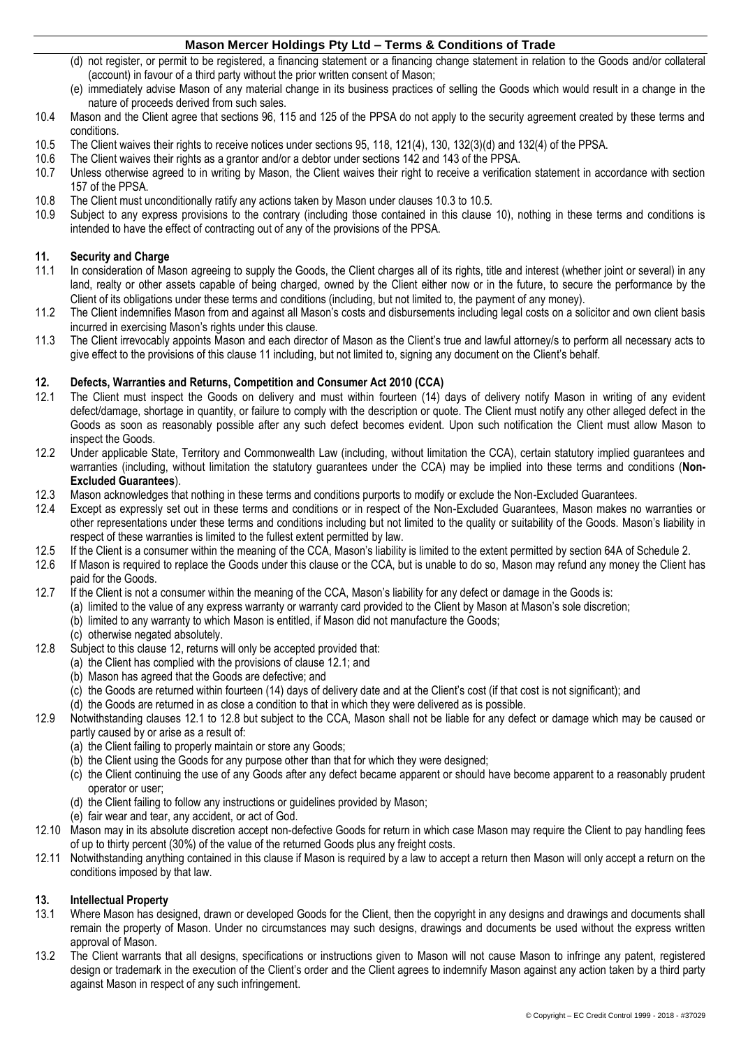(d) not register, or permit to be registered, a financing statement or a financing change statement in relation to the Goods and/or collateral (account) in favour of a third party without the prior written consent of Mason;

(e) immediately advise Mason of any material change in its business practices of selling the Goods which would result in a change in the nature of proceeds derived from such sales.

10.4 Mason and the Client agree that sections 96, 115 and 125 of the PPSA do not apply to the security agreement created by these terms and conditions.

10.5 The Client waives their rights to receive notices under sections 95, 118, 121(4), 130, 132(3)(d) and 132(4) of the PPSA.

10.6 The Client waives their rights as a grantor and/or a debtor under sections 142 and 143 of the PPSA.

10.7 Unless otherwise agreed to in writing by Mason, the Client waives their right to receive a verification statement in accordance with section 157 of the PPSA.

10.8 The Client must unconditionally ratify any actions taken by Mason under clauses 10.3 to 10.5.

10.9 Subject to any express provisions to the contrary (including those contained in this clause 10), nothing in these terms and conditions is intended to have the effect of contracting out of any of the provisions of the PPSA.

## 11. Security and Charge

11.1 In consideration of Mason agreeing to supply the Goods, the Client charges all of its rights, title and interest (whether joint or several) in any land, realty or other assets capable of being charged, owned by the Client either now or in the future, to secure the performance by the Client of its obligations under these terms and conditions (including, but not limited to, the payment of any money).

11.2 The Client indemnifies Mason from and against all Mason's costs and disbursements including legal costs on a solicitor and own client basis incurred in exercising Mason's rights under this clause.

11.3 The Client irrevocably appoints Mason and each director of Mason as the Client's true and lawful attorney/s to perform all necessary acts to give effect to the provisions of this clause 11 including, but not limited to, signing any document on the Client's behalf.

## 12. Defects, Warranties and Returns, Competition and Consumer Act 2010 (CCA)

12.1 The Client must inspect the Goods on delivery and must within fourteen (14) days of delivery notify Mason in writing of any evident defect/damage, shortage in quantity, or failure to comply with the description or quote. The Client must notify any other alleged defect in the Goods as soon as reasonably possible after any such defect becomes evident. Upon such notification the Client must allow Mason to inspect the Goods.

12.2 Under applicable State, Territory and Commonwealth Law (including, without limitation the CCA), certain statutory implied guarantees and warranties (including, without limitation the statutory guarantees under the CCA) may be implied into these terms and conditions (**Non-Excluded Guarantees**).

12.3 Mason acknowledges that nothing in these terms and conditions purports to modify or exclude the Non-Excluded Guarantees.

12.4 Except as expressly set out in these terms and conditions or in respect of the Non-Excluded Guarantees, Mason makes no warranties or other representations under these terms and conditions including but not limited to the quality or suitability of the Goods. Mason's liability in respect of these warranties is limited to the fullest extent permitted by law.

12.5 If the Client is a consumer within the meaning of the CCA, Mason's liability is limited to the extent permitted by section 64A of Schedule 2.

12.6 If Mason is required to replace the Goods under this clause or the CCA, but is unable to do so, Mason may refund any money the Client has paid for the Goods.

12.7 If the Client is not a consumer within the meaning of the CCA, Mason's liability for any defect or damage in the Goods is:

(a) limited to the value of any express warranty or warranty card provided to the Client by Mason at Mason's sole discretion;

(b) limited to any warranty to which Mason is entitled, if Mason did not manufacture the Goods;

(c) otherwise negated absolutely.

12.8 Subject to this clause 12, returns will only be accepted provided that:

(a) the Client has complied with the provisions of clause 12.1; and

(b) Mason has agreed that the Goods are defective; and

(c) the Goods are returned within fourteen (14) days of delivery date and at the Client's cost (if that cost is not significant); and

(d) the Goods are returned in as close a condition to that in which they were delivered as is possible.

12.9 Notwithstanding clauses 12.1 to 12.8 but subject to the CCA, Mason shall not be liable for any defect or damage which may be caused or partly caused by or arise as a result of:

(a) the Client failing to properly maintain or store any Goods;

(b) the Client using the Goods for any purpose other than that for which they were designed;

(c) the Client continuing the use of any Goods after any defect became apparent or should have become apparent to a reasonably prudent operator or user;

(d) the Client failing to follow any instructions or guidelines provided by Mason;

(e) fair wear and tear, any accident, or act of God.

12.10 Mason may in its absolute discretion accept non-defective Goods for return in which case Mason may require the Client to pay handling fees of up to thirty percent (30%) of the value of the returned Goods plus any freight costs.

12.11 Notwithstanding anything contained in this clause if Mason is required by a law to accept a return then Mason will only accept a return on the conditions imposed by that law.

## 13. Intellectual Property

13.1 Where Mason has designed, drawn or developed Goods for the Client, then the copyright in any designs and drawings and documents shall remain the property of Mason. Under no circumstances may such designs, drawings and documents be used without the express written approval of Mason.

13.2 The Client warrants that all designs, specifications or instructions given to Mason will not cause Mason to infringe any patent, registered design or trademark in the execution of the Client's order and the Client agrees to indemnify Mason against any action taken by a third party against Mason in respect of any such infringement.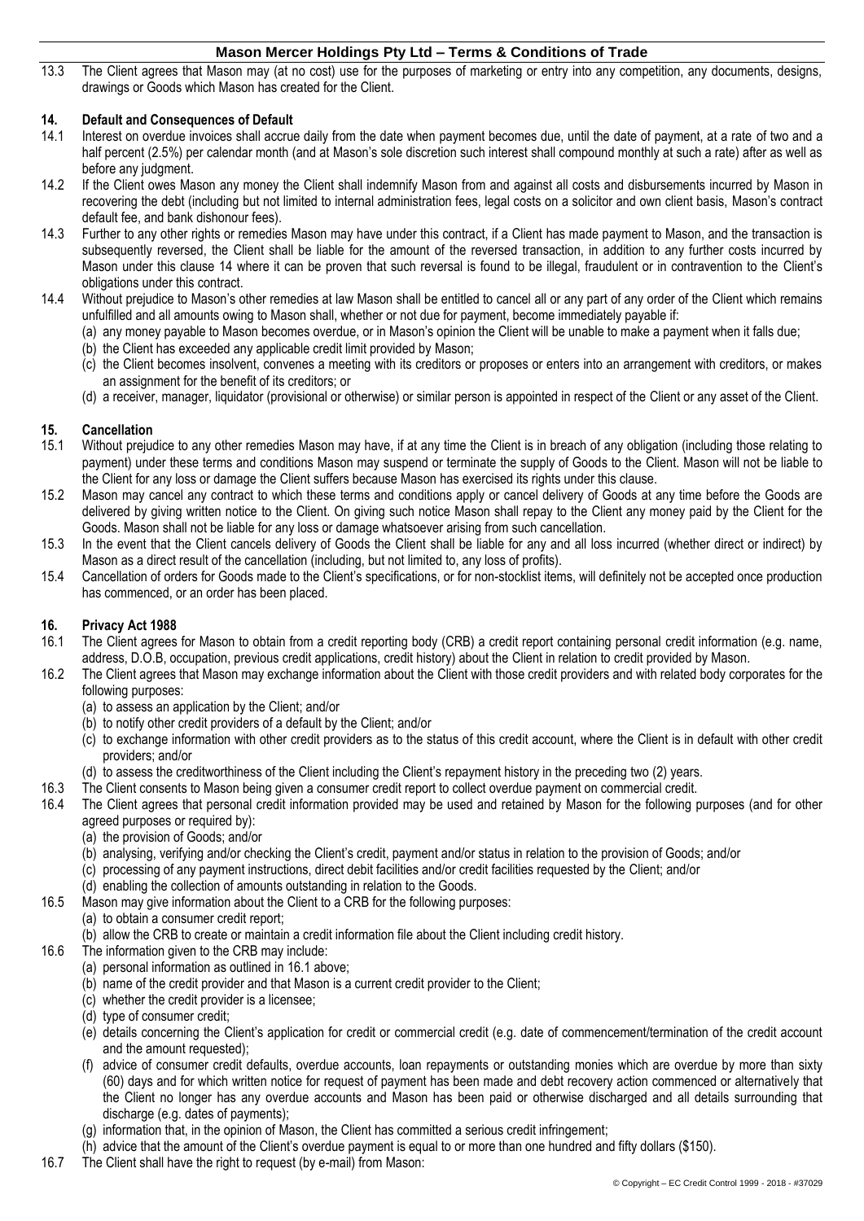13.3 The Client agrees that Mason may (at no cost) use for the purposes of marketing or entry into any competition, any documents, designs, drawings or Goods which Mason has created for the Client.

## 14. Default and Consequences of Default

14.1 Interest on overdue invoices shall accrue daily from the date when payment becomes due, until the date of payment, at a rate of two and a half percent (2.5%) per calendar month (and at Mason's sole discretion such interest shall compound monthly at such a rate) after as well as before any judgment.

14.2 If the Client owes Mason any money the Client shall indemnify Mason from and against all costs and disbursements incurred by Mason in recovering the debt (including but not limited to internal administration fees, legal costs on a solicitor and own client basis, Mason's contract default fee, and bank dishonour fees).

14.3 Further to any other rights or remedies Mason may have under this contract, if a Client has made payment to Mason, and the transaction is subsequently reversed, the Client shall be liable for the amount of the reversed transaction, in addition to any further costs incurred by Mason under this clause 14 where it can be proven that such reversal is found to be illegal, fraudulent or in contravention to the Client's obligations under this contract.

14.4 Without prejudice to Mason's other remedies at law Mason shall be entitled to cancel all or any part of any order of the Client which remains unfulfilled and all amounts owing to Mason shall, whether or not due for payment, become immediately payable if:

(a) any money payable to Mason becomes overdue, or in Mason's opinion the Client will be unable to make a payment when it falls due;
(b) the Client has exceeded any applicable credit limit provided by Mason;
(c) the Client becomes insolvent, convenes a meeting with its creditors or proposes or enters into an arrangement with creditors, or makes an assignment for the benefit of its creditors; or
(d) a receiver, manager, liquidator (provisional or otherwise) or similar person is appointed in respect of the Client or any asset of the Client.

## 15. Cancellation

15.1 Without prejudice to any other remedies Mason may have, if at any time the Client is in breach of any obligation (including those relating to payment) under these terms and conditions Mason may suspend or terminate the supply of Goods to the Client. Mason will not be liable to the Client for any loss or damage the Client suffers because Mason has exercised its rights under this clause.

15.2 Mason may cancel any contract to which these terms and conditions apply or cancel delivery of Goods at any time before the Goods are delivered by giving written notice to the Client. On giving such notice Mason shall repay to the Client any money paid by the Client for the Goods. Mason shall not be liable for any loss or damage whatsoever arising from such cancellation.

15.3 In the event that the Client cancels delivery of Goods the Client shall be liable for any and all loss incurred (whether direct or indirect) by Mason as a direct result of the cancellation (including, but not limited to, any loss of profits).

15.4 Cancellation of orders for Goods made to the Client's specifications, or for non-stocklist items, will definitely not be accepted once production has commenced, or an order has been placed.

## 16. Privacy Act 1988

16.1 The Client agrees for Mason to obtain from a credit reporting body (CRB) a credit report containing personal credit information (e.g. name, address, D.O.B, occupation, previous credit applications, credit history) about the Client in relation to credit provided by Mason.

16.2 The Client agrees that Mason may exchange information about the Client with those credit providers and with related body corporates for the following purposes:

(a) to assess an application by the Client; and/or
(b) to notify other credit providers of a default by the Client; and/or
(c) to exchange information with other credit providers as to the status of this credit account, where the Client is in default with other credit providers; and/or
(d) to assess the creditworthiness of the Client including the Client's repayment history in the preceding two (2) years.

16.3 The Client consents to Mason being given a consumer credit report to collect overdue payment on commercial credit.

16.4 The Client agrees that personal credit information provided may be used and retained by Mason for the following purposes (and for other agreed purposes or required by):

(a) the provision of Goods; and/or
(b) analysing, verifying and/or checking the Client's credit, payment and/or status in relation to the provision of Goods; and/or
(c) processing of any payment instructions, direct debit facilities and/or credit facilities requested by the Client; and/or
(d) enabling the collection of amounts outstanding in relation to the Goods.

16.5 Mason may give information about the Client to a CRB for the following purposes:

(a) to obtain a consumer credit report;
(b) allow the CRB to create or maintain a credit information file about the Client including credit history.

16.6 The information given to the CRB may include:

(a) personal information as outlined in 16.1 above;
(b) name of the credit provider and that Mason is a current credit provider to the Client;
(c) whether the credit provider is a licensee;
(d) type of consumer credit;
(e) details concerning the Client's application for credit or commercial credit (e.g. date of commencement/termination of the credit account and the amount requested);
(f) advice of consumer credit defaults, overdue accounts, loan repayments or outstanding monies which are overdue by more than sixty (60) days and for which written notice for request of payment has been made and debt recovery action commenced or alternatively that the Client no longer has any overdue accounts and Mason has been paid or otherwise discharged and all details surrounding that discharge (e.g. dates of payments);
(g) information that, in the opinion of Mason, the Client has committed a serious credit infringement;
(h) advice that the amount of the Client's overdue payment is equal to or more than one hundred and fifty dollars ($150).

16.7 The Client shall have the right to request (by e-mail) from Mason: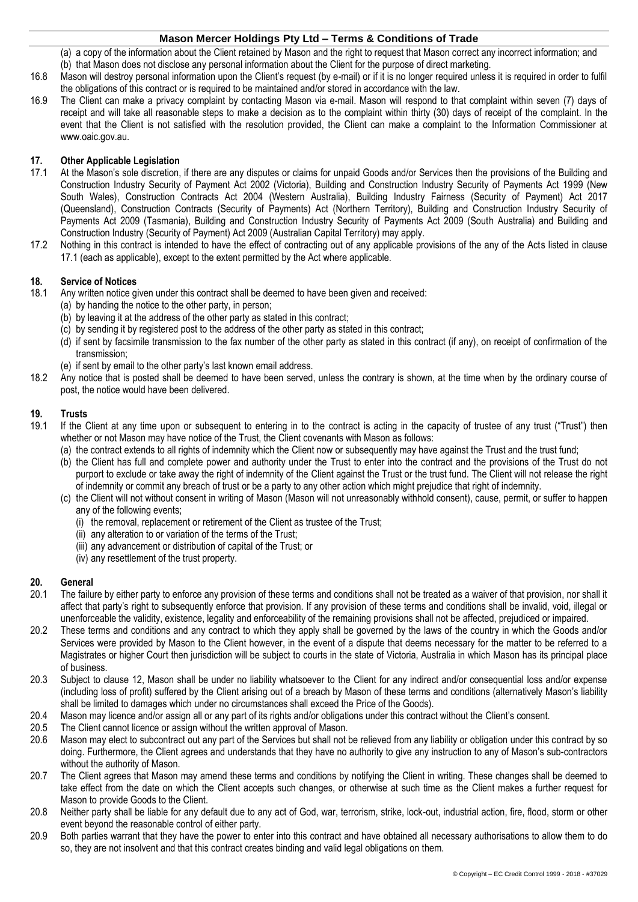(a) a copy of the information about the Client retained by Mason and the right to request that Mason correct any incorrect information; and

(b) that Mason does not disclose any personal information about the Client for the purpose of direct marketing.

16.8 Mason will destroy personal information upon the Client's request (by e-mail) or if it is no longer required unless it is required in order to fulfil the obligations of this contract or is required to be maintained and/or stored in accordance with the law.

16.9 The Client can make a privacy complaint by contacting Mason via e-mail. Mason will respond to that complaint within seven (7) days of receipt and will take all reasonable steps to make a decision as to the complaint within thirty (30) days of receipt of the complaint. In the event that the Client is not satisfied with the resolution provided, the Client can make a complaint to the Information Commissioner at www.oaic.gov.au.

## 17. Other Applicable Legislation

17.1 At the Mason's sole discretion, if there are any disputes or claims for unpaid Goods and/or Services then the provisions of the Building and Construction Industry Security of Payment Act 2002 (Victoria), Building and Construction Industry Security of Payments Act 1999 (New South Wales), Construction Contracts Act 2004 (Western Australia), Building Industry Fairness (Security of Payment) Act 2017 (Queensland), Construction Contracts (Security of Payments) Act (Northern Territory), Building and Construction Industry Security of Payments Act 2009 (Tasmania), Building and Construction Industry Security of Payments Act 2009 (South Australia) and Building and Construction Industry (Security of Payment) Act 2009 (Australian Capital Territory) may apply.

17.2 Nothing in this contract is intended to have the effect of contracting out of any applicable provisions of the any of the Acts listed in clause 17.1 (each as applicable), except to the extent permitted by the Act where applicable.

## 18. Service of Notices

18.1 Any written notice given under this contract shall be deemed to have been given and received:

(a) by handing the notice to the other party, in person;

(b) by leaving it at the address of the other party as stated in this contract;

(c) by sending it by registered post to the address of the other party as stated in this contract;

(d) if sent by facsimile transmission to the fax number of the other party as stated in this contract (if any), on receipt of confirmation of the transmission;

(e) if sent by email to the other party's last known email address.

18.2 Any notice that is posted shall be deemed to have been served, unless the contrary is shown, at the time when by the ordinary course of post, the notice would have been delivered.

## 19. Trusts

19.1 If the Client at any time upon or subsequent to entering in to the contract is acting in the capacity of trustee of any trust ("Trust") then whether or not Mason may have notice of the Trust, the Client covenants with Mason as follows:

(a) the contract extends to all rights of indemnity which the Client now or subsequently may have against the Trust and the trust fund;

(b) the Client has full and complete power and authority under the Trust to enter into the contract and the provisions of the Trust do not purport to exclude or take away the right of indemnity of the Client against the Trust or the trust fund. The Client will not release the right of indemnity or commit any breach of trust or be a party to any other action which might prejudice that right of indemnity.

(c) the Client will not without consent in writing of Mason (Mason will not unreasonably withhold consent), cause, permit, or suffer to happen any of the following events;

(i) the removal, replacement or retirement of the Client as trustee of the Trust;

(ii) any alteration to or variation of the terms of the Trust;

(iii) any advancement or distribution of capital of the Trust; or

(iv) any resettlement of the trust property.

## 20. General

20.1 The failure by either party to enforce any provision of these terms and conditions shall not be treated as a waiver of that provision, nor shall it affect that party's right to subsequently enforce that provision. If any provision of these terms and conditions shall be invalid, void, illegal or unenforceable the validity, existence, legality and enforceability of the remaining provisions shall not be affected, prejudiced or impaired.

20.2 These terms and conditions and any contract to which they apply shall be governed by the laws of the country in which the Goods and/or Services were provided by Mason to the Client however, in the event of a dispute that deems necessary for the matter to be referred to a Magistrates or higher Court then jurisdiction will be subject to courts in the state of Victoria, Australia in which Mason has its principal place of business.

20.3 Subject to clause 12, Mason shall be under no liability whatsoever to the Client for any indirect and/or consequential loss and/or expense (including loss of profit) suffered by the Client arising out of a breach by Mason of these terms and conditions (alternatively Mason's liability shall be limited to damages which under no circumstances shall exceed the Price of the Goods).

20.4 Mason may licence and/or assign all or any part of its rights and/or obligations under this contract without the Client's consent.

20.5 The Client cannot licence or assign without the written approval of Mason.

20.6 Mason may elect to subcontract out any part of the Services but shall not be relieved from any liability or obligation under this contract by so doing. Furthermore, the Client agrees and understands that they have no authority to give any instruction to any of Mason's sub-contractors without the authority of Mason.

20.7 The Client agrees that Mason may amend these terms and conditions by notifying the Client in writing. These changes shall be deemed to take effect from the date on which the Client accepts such changes, or otherwise at such time as the Client makes a further request for Mason to provide Goods to the Client.

20.8 Neither party shall be liable for any default due to any act of God, war, terrorism, strike, lock-out, industrial action, fire, flood, storm or other event beyond the reasonable control of either party.

20.9 Both parties warrant that they have the power to enter into this contract and have obtained all necessary authorisations to allow them to do so, they are not insolvent and that this contract creates binding and valid legal obligations on them.